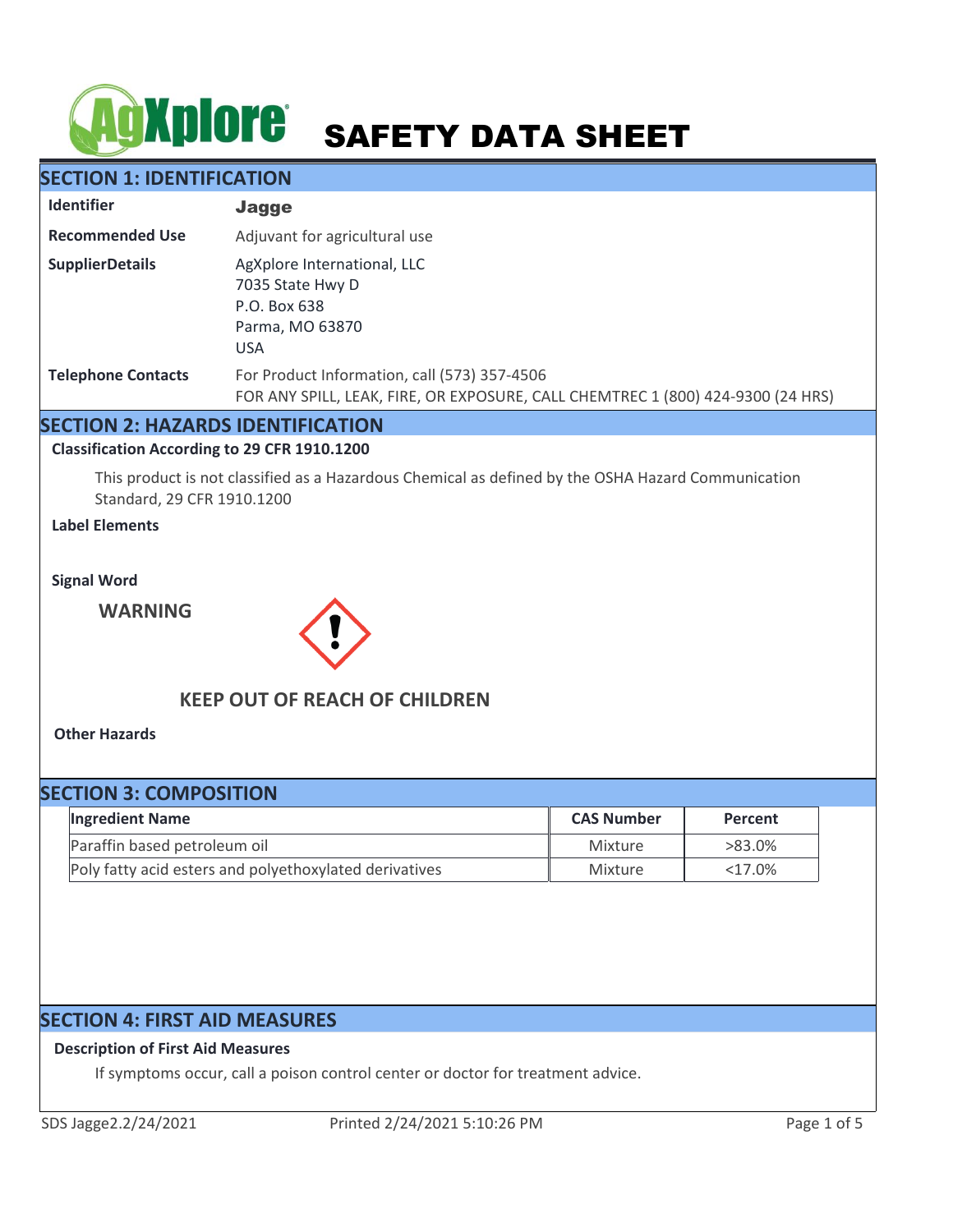# AgXplore SAFETY DATA SHEET

## SECTION 1: IDENTIFICATION

**Identifier** Jagge

**Recommended Use** Adjuvant for agricultural use

**SupplierDetails**
AgXplore International, LLC
7035 State Hwy D
P.O. Box 638
Parma, MO 63870
USA

**Telephone Contacts**
For Product Information, call (573) 357-4506
FOR ANY SPILL, LEAK, FIRE, OR EXPOSURE, CALL CHEMTREC 1 (800) 424-9300 (24 HRS)

## SECTION 2: HAZARDS IDENTIFICATION

### Classification According to 29 CFR 1910.1200

This product is not classified as a Hazardous Chemical as defined by the OSHA Hazard Communication Standard, 29 CFR 1910.1200

### Label Elements

### Signal Word

**WARNING**

**KEEP OUT OF REACH OF CHILDREN**

### Other Hazards

## SECTION 3: COMPOSITION

| Ingredient Name | CAS Number | Percent |
| --- | --- | --- |
| Paraffin based petroleum oil | Mixture | >83.0% |
| Poly fatty acid esters and polyethoxylated derivatives | Mixture | <17.0% |

## SECTION 4: FIRST AID MEASURES

### Description of First Aid Measures

If symptoms occur, call a poison control center or doctor for treatment advice.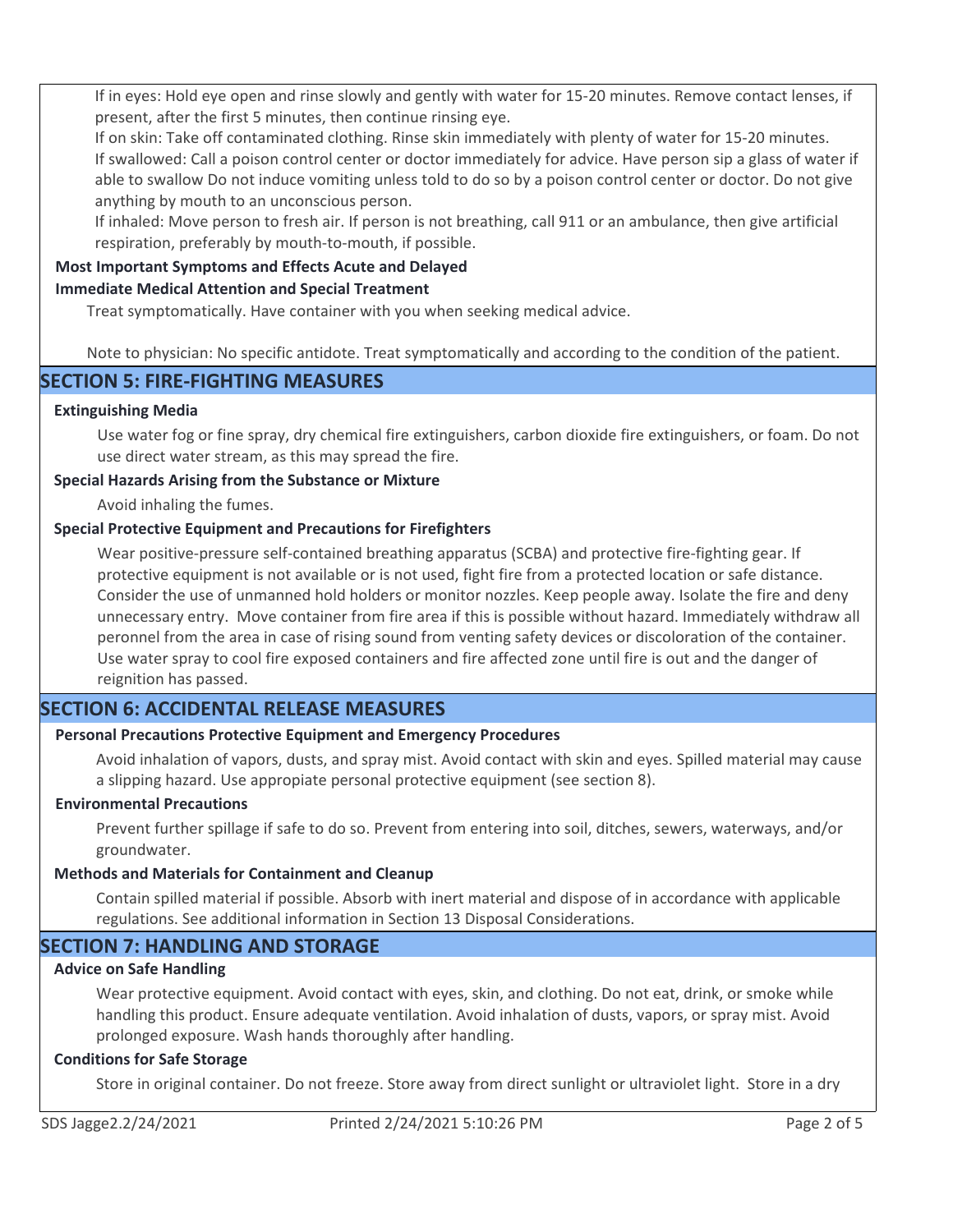If in eyes: Hold eye open and rinse slowly and gently with water for 15-20 minutes. Remove contact lenses, if present, after the first 5 minutes, then continue rinsing eye.

If on skin: Take off contaminated clothing. Rinse skin immediately with plenty of water for 15-20 minutes.

If swallowed: Call a poison control center or doctor immediately for advice. Have person sip a glass of water if able to swallow Do not induce vomiting unless told to do so by a poison control center or doctor. Do not give anything by mouth to an unconscious person.

If inhaled: Move person to fresh air. If person is not breathing, call 911 or an ambulance, then give artificial respiration, preferably by mouth-to-mouth, if possible.

**Most Important Symptoms and Effects Acute and Delayed**

**Immediate Medical Attention and Special Treatment**

Treat symptomatically. Have container with you when seeking medical advice.

Note to physician: No specific antidote. Treat symptomatically and according to the condition of the patient.

## SECTION 5: FIRE-FIGHTING MEASURES

**Extinguishing Media**

Use water fog or fine spray, dry chemical fire extinguishers, carbon dioxide fire extinguishers, or foam. Do not use direct water stream, as this may spread the fire.

**Special Hazards Arising from the Substance or Mixture**

Avoid inhaling the fumes.

**Special Protective Equipment and Precautions for Firefighters**

Wear positive-pressure self-contained breathing apparatus (SCBA) and protective fire-fighting gear. If protective equipment is not available or is not used, fight fire from a protected location or safe distance. Consider the use of unmanned hold holders or monitor nozzles. Keep people away. Isolate the fire and deny unnecessary entry. Move container from fire area if this is possible without hazard. Immediately withdraw all peronnel from the area in case of rising sound from venting safety devices or discoloration of the container. Use water spray to cool fire exposed containers and fire affected zone until fire is out and the danger of reignition has passed.

## SECTION 6: ACCIDENTAL RELEASE MEASURES

**Personal Precautions Protective Equipment and Emergency Procedures**

Avoid inhalation of vapors, dusts, and spray mist. Avoid contact with skin and eyes. Spilled material may cause a slipping hazard. Use appropiate personal protective equipment (see section 8).

**Environmental Precautions**

Prevent further spillage if safe to do so. Prevent from entering into soil, ditches, sewers, waterways, and/or groundwater.

**Methods and Materials for Containment and Cleanup**

Contain spilled material if possible. Absorb with inert material and dispose of in accordance with applicable regulations. See additional information in Section 13 Disposal Considerations.

## SECTION 7: HANDLING AND STORAGE

**Advice on Safe Handling**

Wear protective equipment. Avoid contact with eyes, skin, and clothing. Do not eat, drink, or smoke while handling this product. Ensure adequate ventilation. Avoid inhalation of dusts, vapors, or spray mist. Avoid prolonged exposure. Wash hands thoroughly after handling.

**Conditions for Safe Storage**

Store in original container. Do not freeze. Store away from direct sunlight or ultraviolet light. Store in a dry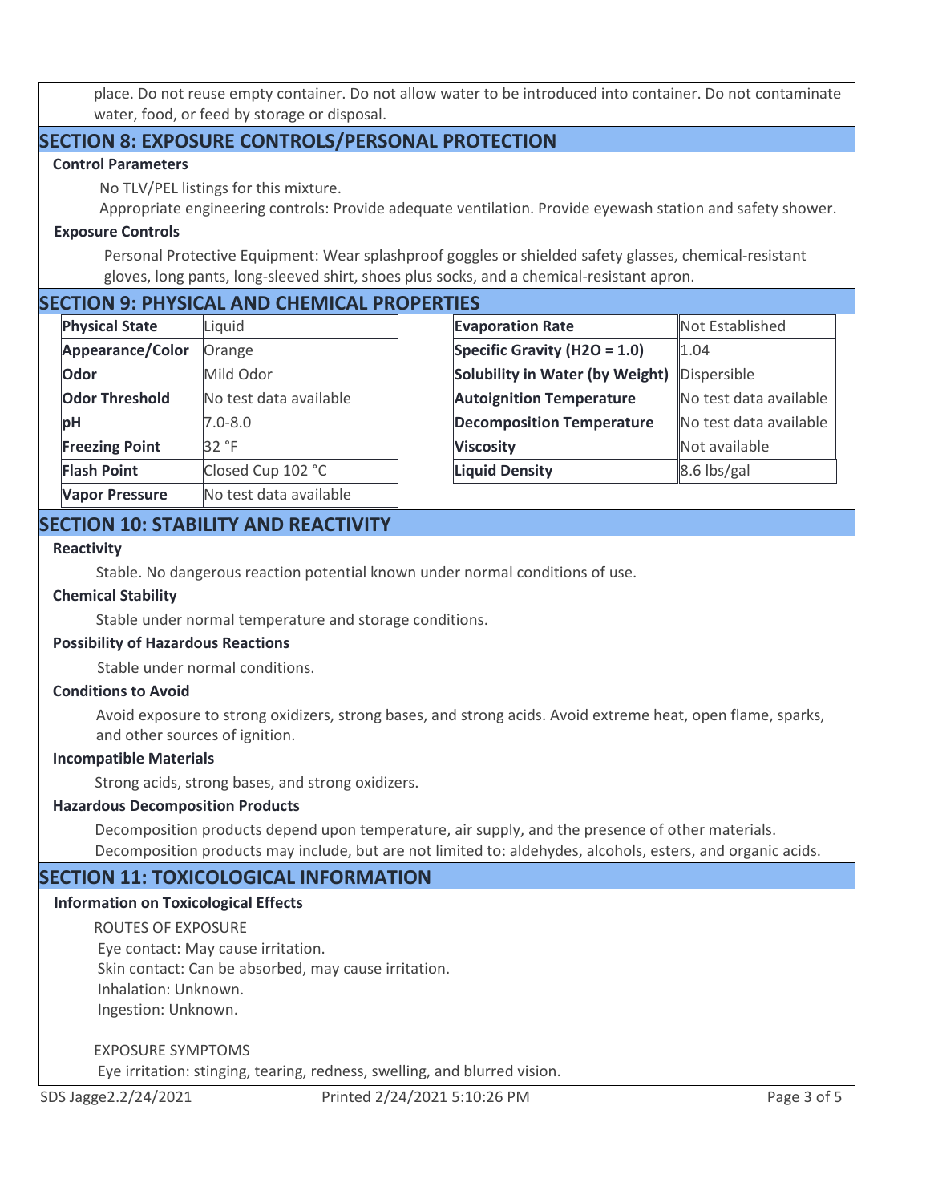place. Do not reuse empty container. Do not allow water to be introduced into container. Do not contaminate water, food, or feed by storage or disposal.

## SECTION 8: EXPOSURE CONTROLS/PERSONAL PROTECTION

### Control Parameters

No TLV/PEL listings for this mixture.

Appropriate engineering controls: Provide adequate ventilation. Provide eyewash station and safety shower.

### Exposure Controls

Personal Protective Equipment: Wear splashproof goggles or shielded safety glasses, chemical-resistant gloves, long pants, long-sleeved shirt, shoes plus socks, and a chemical-resistant apron.

## SECTION 9: PHYSICAL AND CHEMICAL PROPERTIES

| Property | Value |
|---|---|
| **Physical State** | Liquid |
| **Appearance/Color** | Orange |
| **Odor** | Mild Odor |
| **Odor Threshold** | No test data available |
| **pH** | 7.0-8.0 |
| **Freezing Point** | 32 °F |
| **Flash Point** | Closed Cup 102 °C |
| **Vapor Pressure** | No test data available |

| Property | Value |
|---|---|
| **Evaporation Rate** | Not Established |
| **Specific Gravity ($H_2O$ = 1.0)** | 1.04 |
| **Solubility in Water (by Weight)** | Dispersible |
| **Autoignition Temperature** | No test data available |
| **Decomposition Temperature** | No test data available |
| **Viscosity** | Not available |
| **Liquid Density** | 8.6 lbs/gal |

## SECTION 10: STABILITY AND REACTIVITY

### Reactivity

Stable. No dangerous reaction potential known under normal conditions of use.

### Chemical Stability

Stable under normal temperature and storage conditions.

### Possibility of Hazardous Reactions

Stable under normal conditions.

### Conditions to Avoid

Avoid exposure to strong oxidizers, strong bases, and strong acids. Avoid extreme heat, open flame, sparks, and other sources of ignition.

### Incompatible Materials

Strong acids, strong bases, and strong oxidizers.

### Hazardous Decomposition Products

Decomposition products depend upon temperature, air supply, and the presence of other materials.

Decomposition products may include, but are not limited to: aldehydes, alcohols, esters, and organic acids.

## SECTION 11: TOXICOLOGICAL INFORMATION

### Information on Toxicological Effects

ROUTES OF EXPOSURE

Eye contact: May cause irritation.
Skin contact: Can be absorbed, may cause irritation.
Inhalation: Unknown.
Ingestion: Unknown.

EXPOSURE SYMPTOMS

Eye irritation: stinging, tearing, redness, swelling, and blurred vision.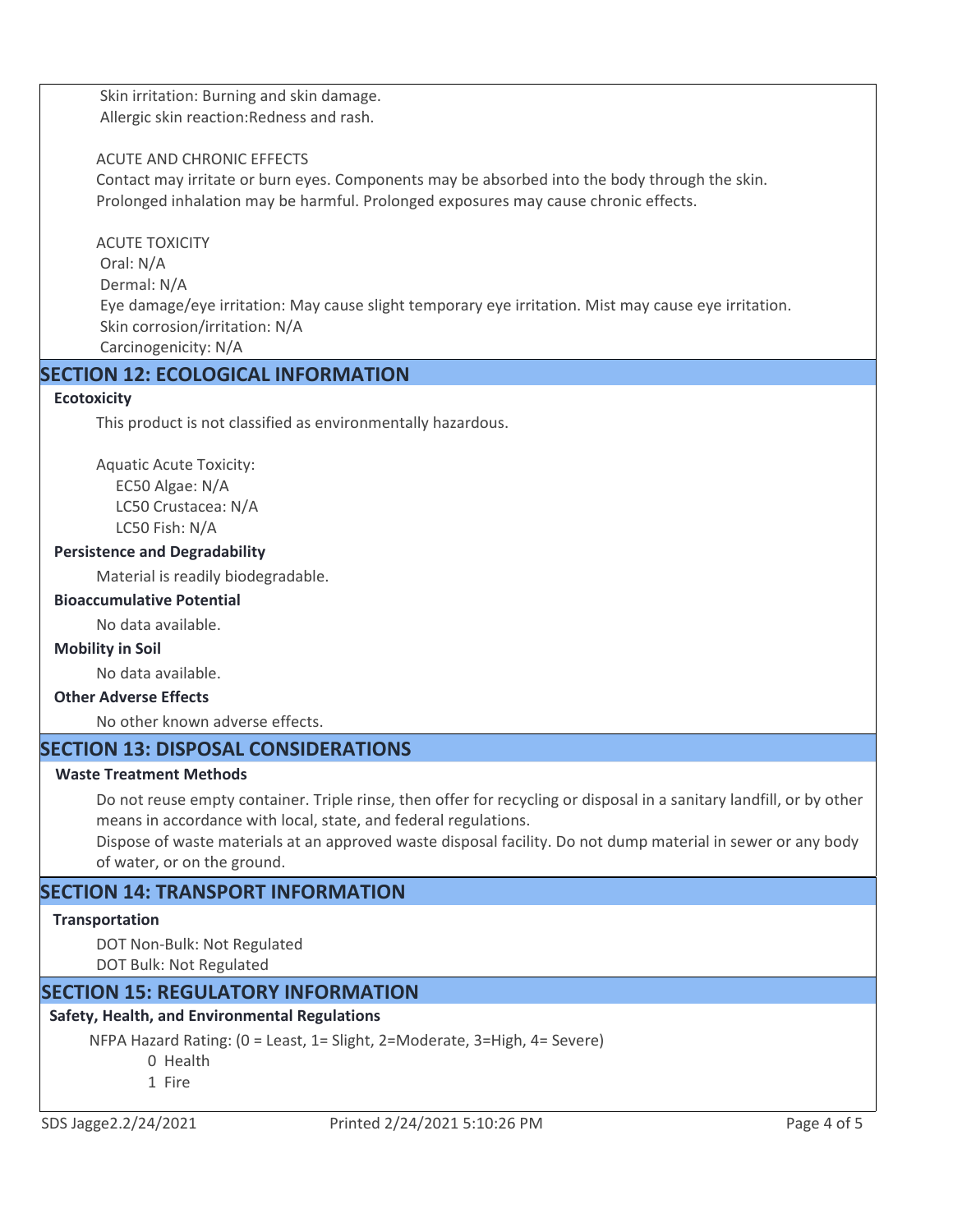Skin irritation: Burning and skin damage.
Allergic skin reaction:Redness and rash.

ACUTE AND CHRONIC EFFECTS
Contact may irritate or burn eyes. Components may be absorbed into the body through the skin. Prolonged inhalation may be harmful. Prolonged exposures may cause chronic effects.

ACUTE TOXICITY
Oral: N/A
Dermal: N/A
Eye damage/eye irritation: May cause slight temporary eye irritation. Mist may cause eye irritation.
Skin corrosion/irritation: N/A
Carcinogenicity: N/A

## SECTION 12: ECOLOGICAL INFORMATION

**Ecotoxicity**

This product is not classified as environmentally hazardous.

Aquatic Acute Toxicity:
EC50 Algae: N/A
LC50 Crustacea: N/A
LC50 Fish: N/A

**Persistence and Degradability**

Material is readily biodegradable.

**Bioaccumulative Potential**

No data available.

**Mobility in Soil**

No data available.

**Other Adverse Effects**

No other known adverse effects.

## SECTION 13: DISPOSAL CONSIDERATIONS

**Waste Treatment Methods**

Do not reuse empty container. Triple rinse, then offer for recycling or disposal in a sanitary landfill, or by other means in accordance with local, state, and federal regulations.
Dispose of waste materials at an approved waste disposal facility. Do not dump material in sewer or any body of water, or on the ground.

## SECTION 14: TRANSPORT INFORMATION

**Transportation**

DOT Non-Bulk: Not Regulated
DOT Bulk: Not Regulated

## SECTION 15: REGULATORY INFORMATION

**Safety, Health, and Environmental Regulations**

NFPA Hazard Rating: (0 = Least, 1= Slight, 2=Moderate, 3=High, 4= Severe)
0 Health
1 Fire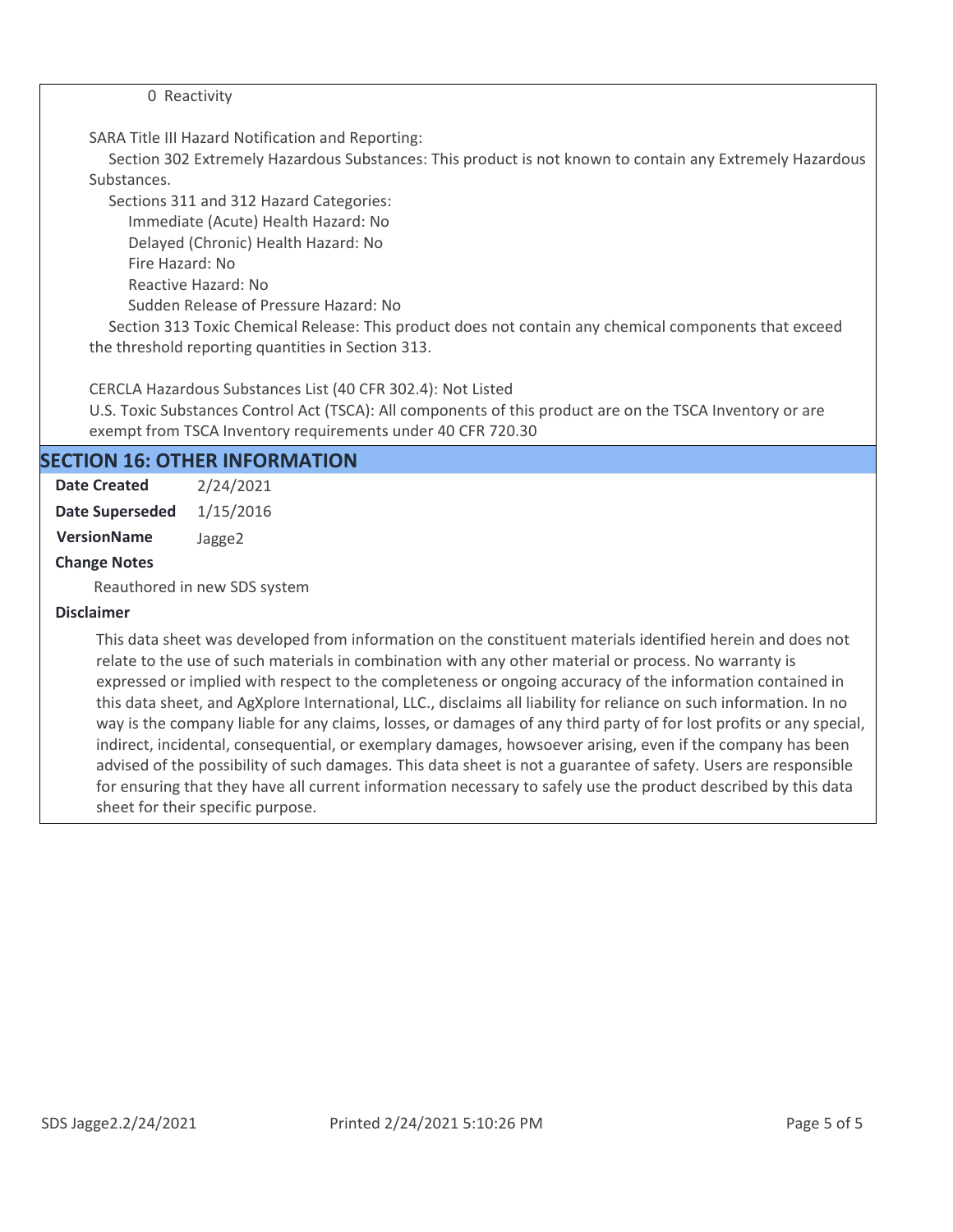0 Reactivity

SARA Title III Hazard Notification and Reporting:

Section 302 Extremely Hazardous Substances: This product is not known to contain any Extremely Hazardous Substances.

Sections 311 and 312 Hazard Categories:

- Immediate (Acute) Health Hazard: No
- Delayed (Chronic) Health Hazard: No
- Fire Hazard: No
- Reactive Hazard: No
- Sudden Release of Pressure Hazard: No

Section 313 Toxic Chemical Release: This product does not contain any chemical components that exceed the threshold reporting quantities in Section 313.

CERCLA Hazardous Substances List (40 CFR 302.4): Not Listed

U.S. Toxic Substances Control Act (TSCA): All components of this product are on the TSCA Inventory or are exempt from TSCA Inventory requirements under 40 CFR 720.30

## SECTION 16: OTHER INFORMATION

**Date Created** 2/24/2021

**Date Superseded** 1/15/2016

**VersionName** Jagge2

**Change Notes**

Reauthored in new SDS system

**Disclaimer**

This data sheet was developed from information on the constituent materials identified herein and does not relate to the use of such materials in combination with any other material or process. No warranty is expressed or implied with respect to the completeness or ongoing accuracy of the information contained in this data sheet, and AgXplore International, LLC., disclaims all liability for reliance on such information. In no way is the company liable for any claims, losses, or damages of any third party of for lost profits or any special, indirect, incidental, consequential, or exemplary damages, howsoever arising, even if the company has been advised of the possibility of such damages. This data sheet is not a guarantee of safety. Users are responsible for ensuring that they have all current information necessary to safely use the product described by this data sheet for their specific purpose.